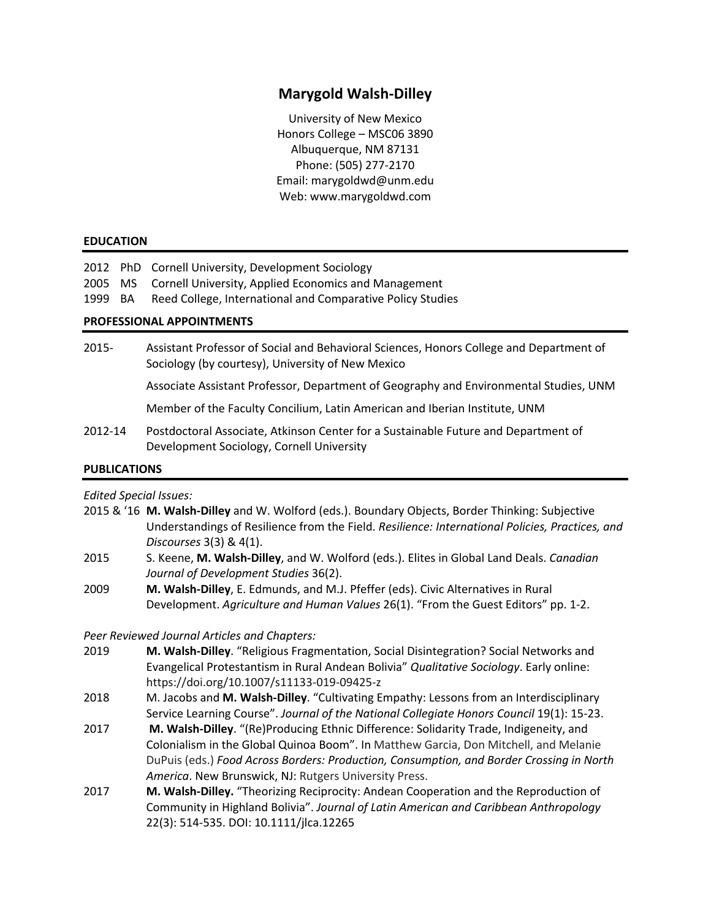# Marygold Walsh-Dilley

University of New Mexico
Honors College – MSC06 3890
Albuquerque, NM 87131
Phone: (505) 277-2170
Email: marygoldwd@unm.edu
Web: www.marygoldwd.com

## EDUCATION

2012 PhD Cornell University, Development Sociology
2005 MS Cornell University, Applied Economics and Management
1999 BA Reed College, International and Comparative Policy Studies

## PROFESSIONAL APPOINTMENTS

2015- Assistant Professor of Social and Behavioral Sciences, Honors College and Department of Sociology (by courtesy), University of New Mexico

Associate Assistant Professor, Department of Geography and Environmental Studies, UNM

Member of the Faculty Concilium, Latin American and Iberian Institute, UNM

2012-14 Postdoctoral Associate, Atkinson Center for a Sustainable Future and Department of Development Sociology, Cornell University

## PUBLICATIONS

*Edited Special Issues:*

2015 & '16 **M. Walsh-Dilley** and W. Wolford (eds.). Boundary Objects, Border Thinking: Subjective Understandings of Resilience from the Field. *Resilience: International Policies, Practices, and Discourses* 3(3) & 4(1).

2015 S. Keene, **M. Walsh-Dilley**, and W. Wolford (eds.). Elites in Global Land Deals. *Canadian Journal of Development Studies* 36(2).

2009 **M. Walsh-Dilley**, E. Edmunds, and M.J. Pfeffer (eds). Civic Alternatives in Rural Development. *Agriculture and Human Values* 26(1). "From the Guest Editors" pp. 1-2.

*Peer Reviewed Journal Articles and Chapters:*

2019 **M. Walsh-Dilley**. "Religious Fragmentation, Social Disintegration? Social Networks and Evangelical Protestantism in Rural Andean Bolivia" *Qualitative Sociology*. Early online: https://doi.org/10.1007/s11133-019-09425-z

2018 M. Jacobs and **M. Walsh-Dilley**. "Cultivating Empathy: Lessons from an Interdisciplinary Service Learning Course". *Journal of the National Collegiate Honors Council* 19(1): 15-23.

2017 **M. Walsh-Dilley**. "(Re)Producing Ethnic Difference: Solidarity Trade, Indigeneity, and Colonialism in the Global Quinoa Boom". In Matthew Garcia, Don Mitchell, and Melanie DuPuis (eds.) *Food Across Borders: Production, Consumption, and Border Crossing in North America*. New Brunswick, NJ: Rutgers University Press.

2017 **M. Walsh-Dilley.** "Theorizing Reciprocity: Andean Cooperation and the Reproduction of Community in Highland Bolivia". *Journal of Latin American and Caribbean Anthropology* 22(3): 514-535. DOI: 10.1111/jlca.12265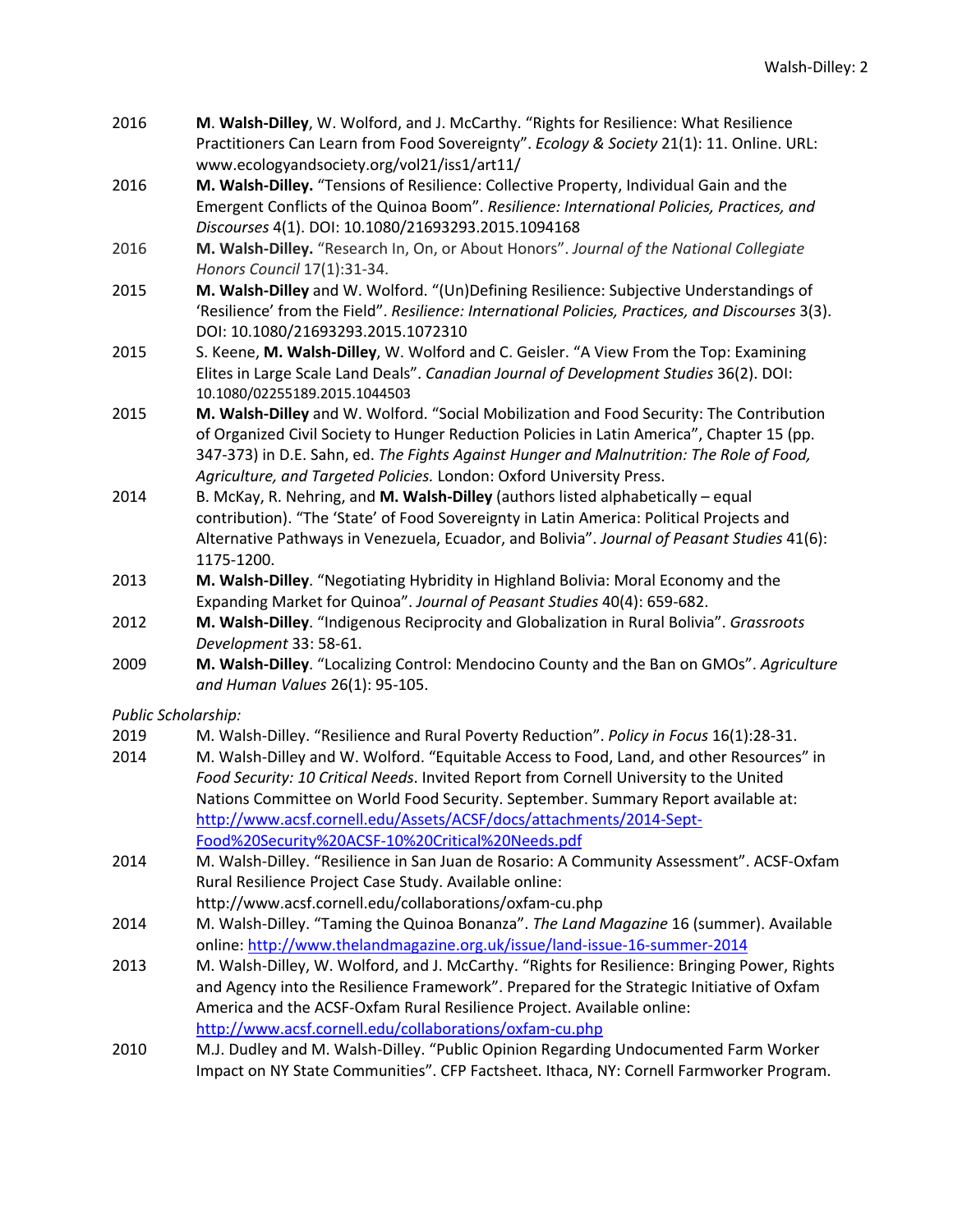2016 **M**. **Walsh-Dilley**, W. Wolford, and J. McCarthy. "Rights for Resilience: What Resilience Practitioners Can Learn from Food Sovereignty". *Ecology & Society* 21(1): 11. Online. URL: www.ecologyandsociety.org/vol21/iss1/art11/

2016 **M. Walsh-Dilley.** "Tensions of Resilience: Collective Property, Individual Gain and the Emergent Conflicts of the Quinoa Boom". *Resilience: International Policies, Practices, and Discourses* 4(1). DOI: 10.1080/21693293.2015.1094168

2016 **M. Walsh-Dilley.** "Research In, On, or About Honors". *Journal of the National Collegiate Honors Council* 17(1):31-34.

2015 **M. Walsh-Dilley** and W. Wolford. "(Un)Defining Resilience: Subjective Understandings of 'Resilience' from the Field". *Resilience: International Policies, Practices, and Discourses* 3(3). DOI: 10.1080/21693293.2015.1072310

2015 S. Keene, **M. Walsh-Dilley**, W. Wolford and C. Geisler. "A View From the Top: Examining Elites in Large Scale Land Deals". *Canadian Journal of Development Studies* 36(2). DOI: 10.1080/02255189.2015.1044503

2015 **M. Walsh-Dilley** and W. Wolford. "Social Mobilization and Food Security: The Contribution of Organized Civil Society to Hunger Reduction Policies in Latin America", Chapter 15 (pp. 347-373) in D.E. Sahn, ed. *The Fights Against Hunger and Malnutrition: The Role of Food, Agriculture, and Targeted Policies.* London: Oxford University Press.

2014 B. McKay, R. Nehring, and **M. Walsh-Dilley** (authors listed alphabetically – equal contribution). "The 'State' of Food Sovereignty in Latin America: Political Projects and Alternative Pathways in Venezuela, Ecuador, and Bolivia". *Journal of Peasant Studies* 41(6): 1175-1200.

2013 **M. Walsh-Dilley**. "Negotiating Hybridity in Highland Bolivia: Moral Economy and the Expanding Market for Quinoa". *Journal of Peasant Studies* 40(4): 659-682.

2012 **M. Walsh-Dilley**. "Indigenous Reciprocity and Globalization in Rural Bolivia". *Grassroots Development* 33: 58-61.

2009 **M. Walsh-Dilley**. "Localizing Control: Mendocino County and the Ban on GMOs". *Agriculture and Human Values* 26(1): 95-105.

*Public Scholarship:*

2019 M. Walsh-Dilley. "Resilience and Rural Poverty Reduction". *Policy in Focus* 16(1):28-31.

2014 M. Walsh-Dilley and W. Wolford. "Equitable Access to Food, Land, and other Resources" in *Food Security: 10 Critical Needs*. Invited Report from Cornell University to the United Nations Committee on World Food Security. September. Summary Report available at: http://www.acsf.cornell.edu/Assets/ACSF/docs/attachments/2014-Sept-Food%20Security%20ACSF-10%20Critical%20Needs.pdf

2014 M. Walsh-Dilley. "Resilience in San Juan de Rosario: A Community Assessment". ACSF-Oxfam Rural Resilience Project Case Study. Available online: http://www.acsf.cornell.edu/collaborations/oxfam-cu.php

2014 M. Walsh-Dilley. "Taming the Quinoa Bonanza". *The Land Magazine* 16 (summer). Available online: http://www.thelandmagazine.org.uk/issue/land-issue-16-summer-2014

2013 M. Walsh-Dilley, W. Wolford, and J. McCarthy. "Rights for Resilience: Bringing Power, Rights and Agency into the Resilience Framework". Prepared for the Strategic Initiative of Oxfam America and the ACSF-Oxfam Rural Resilience Project. Available online: http://www.acsf.cornell.edu/collaborations/oxfam-cu.php

2010 M.J. Dudley and M. Walsh-Dilley. "Public Opinion Regarding Undocumented Farm Worker Impact on NY State Communities". CFP Factsheet. Ithaca, NY: Cornell Farmworker Program.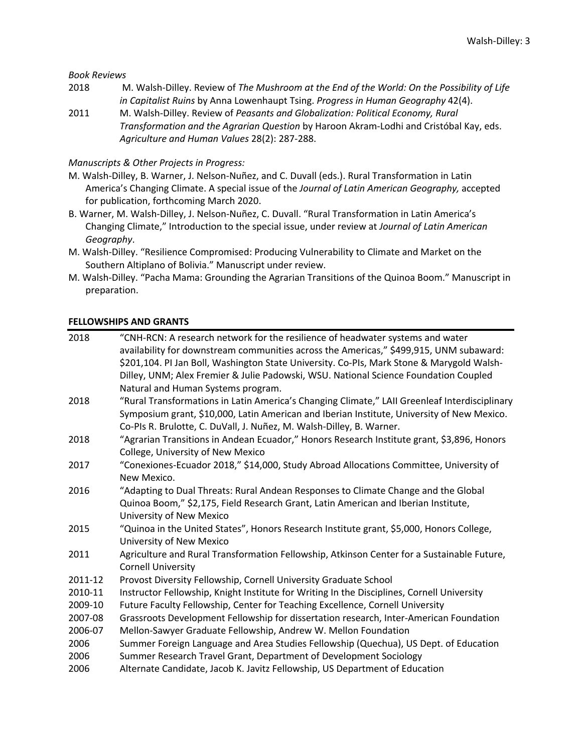*Book Reviews*

2018 M. Walsh-Dilley. Review of *The Mushroom at the End of the World: On the Possibility of Life in Capitalist Ruins* by Anna Lowenhaupt Tsing. *Progress in Human Geography* 42(4).

2011 M. Walsh-Dilley. Review of *Peasants and Globalization: Political Economy, Rural Transformation and the Agrarian Question* by Haroon Akram-Lodhi and Cristóbal Kay, eds. *Agriculture and Human Values* 28(2): 287-288.

*Manuscripts & Other Projects in Progress:*

M. Walsh-Dilley, B. Warner, J. Nelson-Nuñez, and C. Duvall (eds.). Rural Transformation in Latin America's Changing Climate. A special issue of the *Journal of Latin American Geography,* accepted for publication, forthcoming March 2020.

B. Warner, M. Walsh-Dilley, J. Nelson-Nuñez, C. Duvall. "Rural Transformation in Latin America's Changing Climate," Introduction to the special issue, under review at *Journal of Latin American Geography*.

M. Walsh-Dilley. "Resilience Compromised: Producing Vulnerability to Climate and Market on the Southern Altiplano of Bolivia." Manuscript under review.

M. Walsh-Dilley. "Pacha Mama: Grounding the Agrarian Transitions of the Quinoa Boom." Manuscript in preparation.

## FELLOWSHIPS AND GRANTS

2018 "CNH-RCN: A research network for the resilience of headwater systems and water availability for downstream communities across the Americas," $499,915, UNM subaward: $201,104. PI Jan Boll, Washington State University. Co-PIs, Mark Stone & Marygold Walsh-Dilley, UNM; Alex Fremier & Julie Padowski, WSU. National Science Foundation Coupled Natural and Human Systems program.

2018 "Rural Transformations in Latin America's Changing Climate," LAII Greenleaf Interdisciplinary Symposium grant, $10,000, Latin American and Iberian Institute, University of New Mexico. Co-PIs R. Brulotte, C. DuVall, J. Nuñez, M. Walsh-Dilley, B. Warner.

2018 "Agrarian Transitions in Andean Ecuador," Honors Research Institute grant, $3,896, Honors College, University of New Mexico

2017 "Conexiones-Ecuador 2018," $14,000, Study Abroad Allocations Committee, University of New Mexico.

2016 "Adapting to Dual Threats: Rural Andean Responses to Climate Change and the Global Quinoa Boom," $2,175, Field Research Grant, Latin American and Iberian Institute, University of New Mexico

2015 "Quinoa in the United States", Honors Research Institute grant, $5,000, Honors College, University of New Mexico

2011 Agriculture and Rural Transformation Fellowship, Atkinson Center for a Sustainable Future, Cornell University

2011-12 Provost Diversity Fellowship, Cornell University Graduate School

2010-11 Instructor Fellowship, Knight Institute for Writing In the Disciplines, Cornell University

2009-10 Future Faculty Fellowship, Center for Teaching Excellence, Cornell University

2007-08 Grassroots Development Fellowship for dissertation research, Inter-American Foundation

2006-07 Mellon-Sawyer Graduate Fellowship, Andrew W. Mellon Foundation

2006 Summer Foreign Language and Area Studies Fellowship (Quechua), US Dept. of Education

2006 Summer Research Travel Grant, Department of Development Sociology

2006 Alternate Candidate, Jacob K. Javitz Fellowship, US Department of Education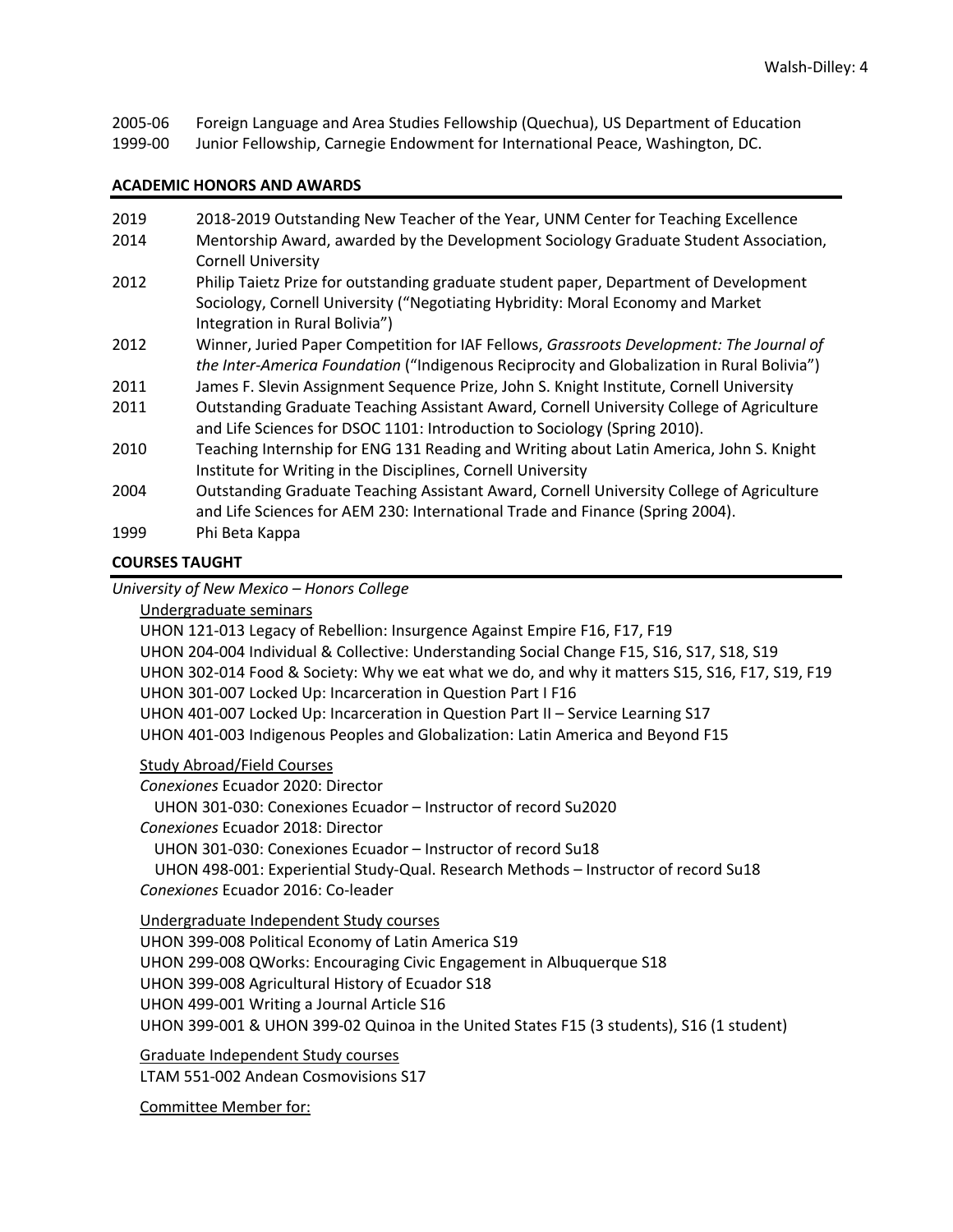2005-06 Foreign Language and Area Studies Fellowship (Quechua), US Department of Education
1999-00 Junior Fellowship, Carnegie Endowment for International Peace, Washington, DC.

## ACADEMIC HONORS AND AWARDS

2019 2018-2019 Outstanding New Teacher of the Year, UNM Center for Teaching Excellence

2014 Mentorship Award, awarded by the Development Sociology Graduate Student Association, Cornell University

2012 Philip Taietz Prize for outstanding graduate student paper, Department of Development Sociology, Cornell University ("Negotiating Hybridity: Moral Economy and Market Integration in Rural Bolivia")

2012 Winner, Juried Paper Competition for IAF Fellows, *Grassroots Development: The Journal of the Inter-America Foundation* ("Indigenous Reciprocity and Globalization in Rural Bolivia")

2011 James F. Slevin Assignment Sequence Prize, John S. Knight Institute, Cornell University

2011 Outstanding Graduate Teaching Assistant Award, Cornell University College of Agriculture and Life Sciences for DSOC 1101: Introduction to Sociology (Spring 2010).

2010 Teaching Internship for ENG 131 Reading and Writing about Latin America, John S. Knight Institute for Writing in the Disciplines, Cornell University

2004 Outstanding Graduate Teaching Assistant Award, Cornell University College of Agriculture and Life Sciences for AEM 230: International Trade and Finance (Spring 2004).

1999 Phi Beta Kappa

## COURSES TAUGHT

*University of New Mexico – Honors College*

Undergraduate seminars

UHON 121-013 Legacy of Rebellion: Insurgence Against Empire F16, F17, F19
UHON 204-004 Individual & Collective: Understanding Social Change F15, S16, S17, S18, S19
UHON 302-014 Food & Society: Why we eat what we do, and why it matters S15, S16, F17, S19, F19
UHON 301-007 Locked Up: Incarceration in Question Part I F16
UHON 401-007 Locked Up: Incarceration in Question Part II – Service Learning S17
UHON 401-003 Indigenous Peoples and Globalization: Latin America and Beyond F15

Study Abroad/Field Courses

*Conexiones* Ecuador 2020: Director
  UHON 301-030: Conexiones Ecuador – Instructor of record Su2020
*Conexiones* Ecuador 2018: Director
  UHON 301-030: Conexiones Ecuador – Instructor of record Su18
  UHON 498-001: Experiential Study-Qual. Research Methods – Instructor of record Su18
*Conexiones* Ecuador 2016: Co-leader

Undergraduate Independent Study courses

UHON 399-008 Political Economy of Latin America S19
UHON 299-008 QWorks: Encouraging Civic Engagement in Albuquerque S18
UHON 399-008 Agricultural History of Ecuador S18
UHON 499-001 Writing a Journal Article S16
UHON 399-001 & UHON 399-02 Quinoa in the United States F15 (3 students), S16 (1 student)

Graduate Independent Study courses

LTAM 551-002 Andean Cosmovisions S17

Committee Member for: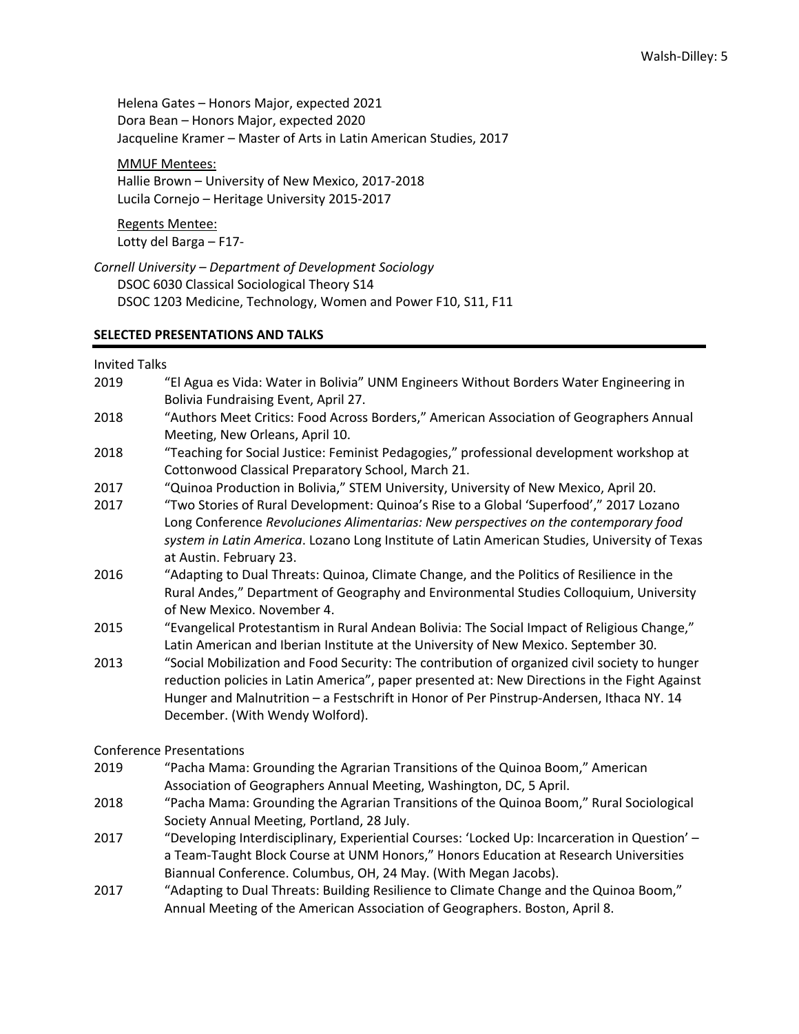Helena Gates – Honors Major, expected 2021
Dora Bean – Honors Major, expected 2020
Jacqueline Kramer – Master of Arts in Latin American Studies, 2017

MMUF Mentees:
Hallie Brown – University of New Mexico, 2017-2018
Lucila Cornejo – Heritage University 2015-2017

Regents Mentee:
Lotty del Barga – F17-

*Cornell University – Department of Development Sociology*
DSOC 6030 Classical Sociological Theory S14
DSOC 1203 Medicine, Technology, Women and Power F10, S11, F11

## SELECTED PRESENTATIONS AND TALKS

Invited Talks

2019 "El Agua es Vida: Water in Bolivia" UNM Engineers Without Borders Water Engineering in Bolivia Fundraising Event, April 27.

2018 "Authors Meet Critics: Food Across Borders," American Association of Geographers Annual Meeting, New Orleans, April 10.

2018 "Teaching for Social Justice: Feminist Pedagogies," professional development workshop at Cottonwood Classical Preparatory School, March 21.

2017 "Quinoa Production in Bolivia," STEM University, University of New Mexico, April 20.

2017 "Two Stories of Rural Development: Quinoa's Rise to a Global 'Superfood'," 2017 Lozano Long Conference *Revoluciones Alimentarias: New perspectives on the contemporary food system in Latin America*. Lozano Long Institute of Latin American Studies, University of Texas at Austin. February 23.

2016 "Adapting to Dual Threats: Quinoa, Climate Change, and the Politics of Resilience in the Rural Andes," Department of Geography and Environmental Studies Colloquium, University of New Mexico. November 4.

2015 "Evangelical Protestantism in Rural Andean Bolivia: The Social Impact of Religious Change," Latin American and Iberian Institute at the University of New Mexico. September 30.

2013 "Social Mobilization and Food Security: The contribution of organized civil society to hunger reduction policies in Latin America", paper presented at: New Directions in the Fight Against Hunger and Malnutrition – a Festschrift in Honor of Per Pinstrup-Andersen, Ithaca NY. 14 December. (With Wendy Wolford).

Conference Presentations

2019 "Pacha Mama: Grounding the Agrarian Transitions of the Quinoa Boom," American Association of Geographers Annual Meeting, Washington, DC, 5 April.

2018 "Pacha Mama: Grounding the Agrarian Transitions of the Quinoa Boom," Rural Sociological Society Annual Meeting, Portland, 28 July.

2017 "Developing Interdisciplinary, Experiential Courses: 'Locked Up: Incarceration in Question' – a Team-Taught Block Course at UNM Honors," Honors Education at Research Universities Biannual Conference. Columbus, OH, 24 May. (With Megan Jacobs).

2017 "Adapting to Dual Threats: Building Resilience to Climate Change and the Quinoa Boom," Annual Meeting of the American Association of Geographers. Boston, April 8.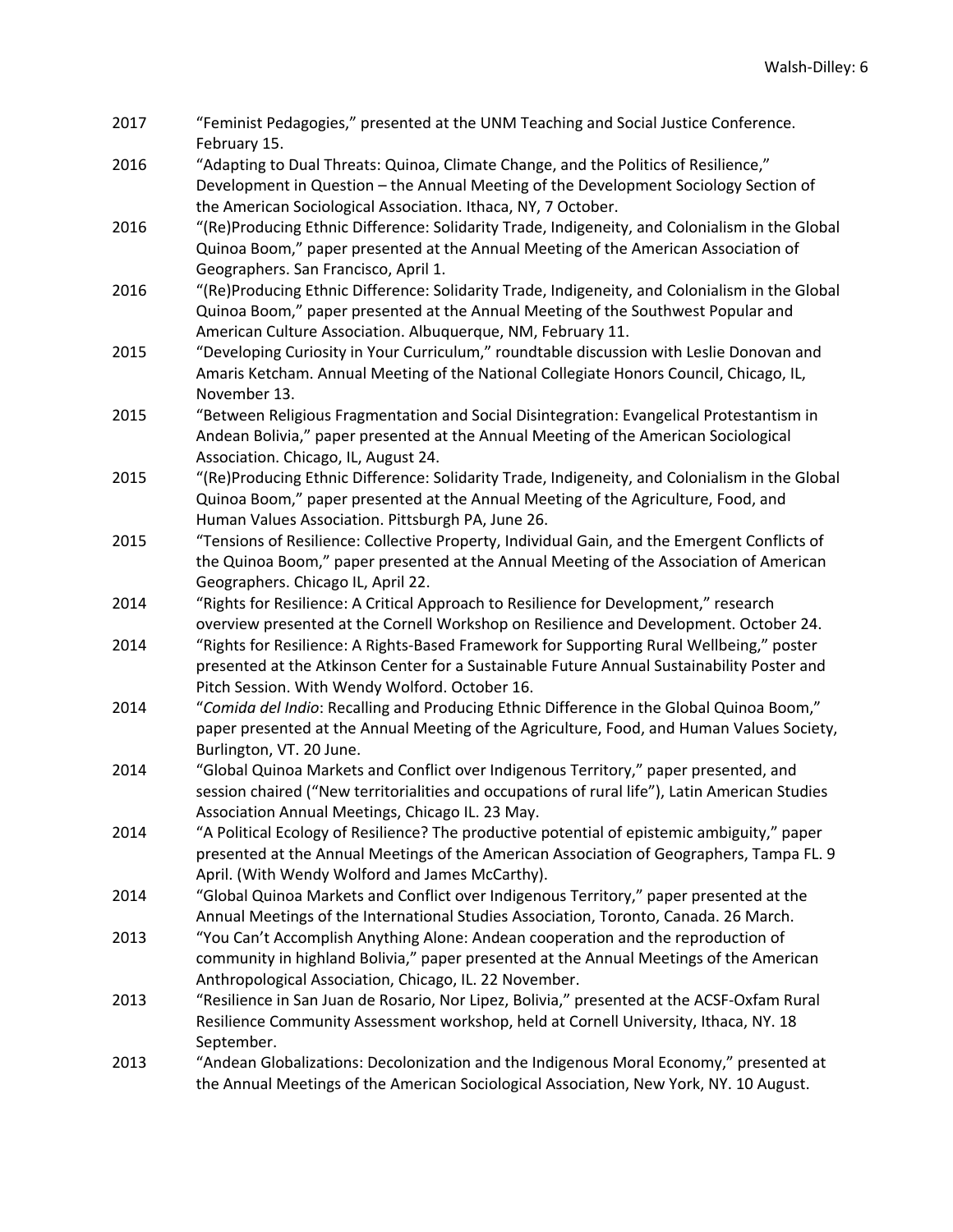2017 "Feminist Pedagogies," presented at the UNM Teaching and Social Justice Conference. February 15.

2016 "Adapting to Dual Threats: Quinoa, Climate Change, and the Politics of Resilience," Development in Question – the Annual Meeting of the Development Sociology Section of the American Sociological Association. Ithaca, NY, 7 October.

2016 "(Re)Producing Ethnic Difference: Solidarity Trade, Indigeneity, and Colonialism in the Global Quinoa Boom," paper presented at the Annual Meeting of the American Association of Geographers. San Francisco, April 1.

2016 "(Re)Producing Ethnic Difference: Solidarity Trade, Indigeneity, and Colonialism in the Global Quinoa Boom," paper presented at the Annual Meeting of the Southwest Popular and American Culture Association. Albuquerque, NM, February 11.

2015 "Developing Curiosity in Your Curriculum," roundtable discussion with Leslie Donovan and Amaris Ketcham. Annual Meeting of the National Collegiate Honors Council, Chicago, IL, November 13.

2015 "Between Religious Fragmentation and Social Disintegration: Evangelical Protestantism in Andean Bolivia," paper presented at the Annual Meeting of the American Sociological Association. Chicago, IL, August 24.

2015 "(Re)Producing Ethnic Difference: Solidarity Trade, Indigeneity, and Colonialism in the Global Quinoa Boom," paper presented at the Annual Meeting of the Agriculture, Food, and Human Values Association. Pittsburgh PA, June 26.

2015 "Tensions of Resilience: Collective Property, Individual Gain, and the Emergent Conflicts of the Quinoa Boom," paper presented at the Annual Meeting of the Association of American Geographers. Chicago IL, April 22.

2014 "Rights for Resilience: A Critical Approach to Resilience for Development," research overview presented at the Cornell Workshop on Resilience and Development. October 24.

2014 "Rights for Resilience: A Rights-Based Framework for Supporting Rural Wellbeing," poster presented at the Atkinson Center for a Sustainable Future Annual Sustainability Poster and Pitch Session. With Wendy Wolford. October 16.

2014 "*Comida del Indio*: Recalling and Producing Ethnic Difference in the Global Quinoa Boom," paper presented at the Annual Meeting of the Agriculture, Food, and Human Values Society, Burlington, VT. 20 June.

2014 "Global Quinoa Markets and Conflict over Indigenous Territory," paper presented, and session chaired ("New territorialities and occupations of rural life"), Latin American Studies Association Annual Meetings, Chicago IL. 23 May.

2014 "A Political Ecology of Resilience? The productive potential of epistemic ambiguity," paper presented at the Annual Meetings of the American Association of Geographers, Tampa FL. 9 April. (With Wendy Wolford and James McCarthy).

2014 "Global Quinoa Markets and Conflict over Indigenous Territory," paper presented at the Annual Meetings of the International Studies Association, Toronto, Canada. 26 March.

2013 "You Can't Accomplish Anything Alone: Andean cooperation and the reproduction of community in highland Bolivia," paper presented at the Annual Meetings of the American Anthropological Association, Chicago, IL. 22 November.

2013 "Resilience in San Juan de Rosario, Nor Lipez, Bolivia," presented at the ACSF-Oxfam Rural Resilience Community Assessment workshop, held at Cornell University, Ithaca, NY. 18 September.

2013 "Andean Globalizations: Decolonization and the Indigenous Moral Economy," presented at the Annual Meetings of the American Sociological Association, New York, NY. 10 August.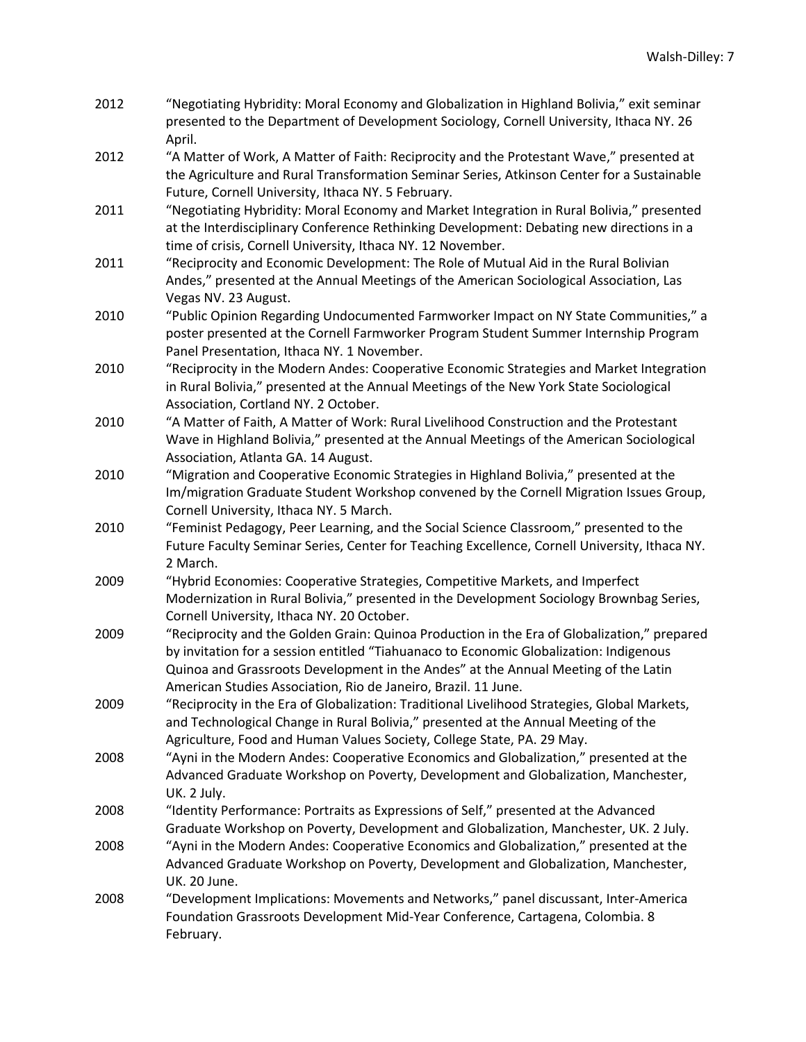2012 "Negotiating Hybridity: Moral Economy and Globalization in Highland Bolivia," exit seminar presented to the Department of Development Sociology, Cornell University, Ithaca NY. 26 April.

2012 "A Matter of Work, A Matter of Faith: Reciprocity and the Protestant Wave," presented at the Agriculture and Rural Transformation Seminar Series, Atkinson Center for a Sustainable Future, Cornell University, Ithaca NY. 5 February.

2011 "Negotiating Hybridity: Moral Economy and Market Integration in Rural Bolivia," presented at the Interdisciplinary Conference Rethinking Development: Debating new directions in a time of crisis, Cornell University, Ithaca NY. 12 November.

2011 "Reciprocity and Economic Development: The Role of Mutual Aid in the Rural Bolivian Andes," presented at the Annual Meetings of the American Sociological Association, Las Vegas NV. 23 August.

2010 "Public Opinion Regarding Undocumented Farmworker Impact on NY State Communities," a poster presented at the Cornell Farmworker Program Student Summer Internship Program Panel Presentation, Ithaca NY. 1 November.

2010 "Reciprocity in the Modern Andes: Cooperative Economic Strategies and Market Integration in Rural Bolivia," presented at the Annual Meetings of the New York State Sociological Association, Cortland NY. 2 October.

2010 "A Matter of Faith, A Matter of Work: Rural Livelihood Construction and the Protestant Wave in Highland Bolivia," presented at the Annual Meetings of the American Sociological Association, Atlanta GA. 14 August.

2010 "Migration and Cooperative Economic Strategies in Highland Bolivia," presented at the Im/migration Graduate Student Workshop convened by the Cornell Migration Issues Group, Cornell University, Ithaca NY. 5 March.

2010 "Feminist Pedagogy, Peer Learning, and the Social Science Classroom," presented to the Future Faculty Seminar Series, Center for Teaching Excellence, Cornell University, Ithaca NY. 2 March.

2009 "Hybrid Economies: Cooperative Strategies, Competitive Markets, and Imperfect Modernization in Rural Bolivia," presented in the Development Sociology Brownbag Series, Cornell University, Ithaca NY. 20 October.

2009 "Reciprocity and the Golden Grain: Quinoa Production in the Era of Globalization," prepared by invitation for a session entitled "Tiahuanaco to Economic Globalization: Indigenous Quinoa and Grassroots Development in the Andes" at the Annual Meeting of the Latin American Studies Association, Rio de Janeiro, Brazil. 11 June.

2009 "Reciprocity in the Era of Globalization: Traditional Livelihood Strategies, Global Markets, and Technological Change in Rural Bolivia," presented at the Annual Meeting of the Agriculture, Food and Human Values Society, College State, PA. 29 May.

2008 "Ayni in the Modern Andes: Cooperative Economics and Globalization," presented at the Advanced Graduate Workshop on Poverty, Development and Globalization, Manchester, UK. 2 July.

2008 "Identity Performance: Portraits as Expressions of Self," presented at the Advanced Graduate Workshop on Poverty, Development and Globalization, Manchester, UK. 2 July.

2008 "Ayni in the Modern Andes: Cooperative Economics and Globalization," presented at the Advanced Graduate Workshop on Poverty, Development and Globalization, Manchester, UK. 20 June.

2008 "Development Implications: Movements and Networks," panel discussant, Inter-America Foundation Grassroots Development Mid-Year Conference, Cartagena, Colombia. 8 February.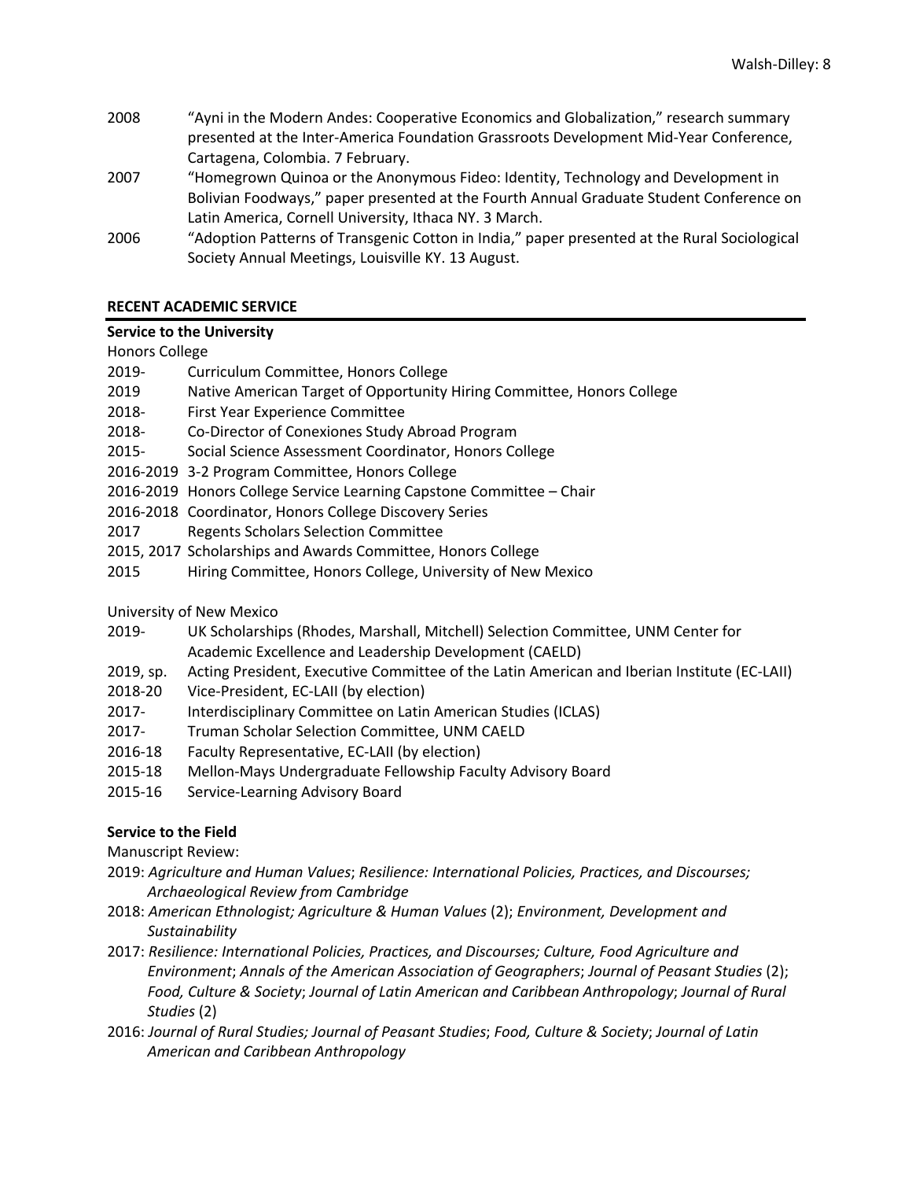2008 "Ayni in the Modern Andes: Cooperative Economics and Globalization," research summary presented at the Inter-America Foundation Grassroots Development Mid-Year Conference, Cartagena, Colombia. 7 February.

2007 "Homegrown Quinoa or the Anonymous Fideo: Identity, Technology and Development in Bolivian Foodways," paper presented at the Fourth Annual Graduate Student Conference on Latin America, Cornell University, Ithaca NY. 3 March.

2006 "Adoption Patterns of Transgenic Cotton in India," paper presented at the Rural Sociological Society Annual Meetings, Louisville KY. 13 August.

## RECENT ACADEMIC SERVICE

### Service to the University

Honors College

- 2019- Curriculum Committee, Honors College
- 2019 Native American Target of Opportunity Hiring Committee, Honors College
- 2018- First Year Experience Committee
- 2018- Co-Director of Conexiones Study Abroad Program
- 2015- Social Science Assessment Coordinator, Honors College
- 2016-2019 3-2 Program Committee, Honors College
- 2016-2019 Honors College Service Learning Capstone Committee – Chair
- 2016-2018 Coordinator, Honors College Discovery Series
- 2017 Regents Scholars Selection Committee
- 2015, 2017 Scholarships and Awards Committee, Honors College
- 2015 Hiring Committee, Honors College, University of New Mexico

University of New Mexico

- 2019- UK Scholarships (Rhodes, Marshall, Mitchell) Selection Committee, UNM Center for Academic Excellence and Leadership Development (CAELD)
- 2019, sp. Acting President, Executive Committee of the Latin American and Iberian Institute (EC-LAII)
- 2018-20 Vice-President, EC-LAII (by election)
- 2017- Interdisciplinary Committee on Latin American Studies (ICLAS)
- 2017- Truman Scholar Selection Committee, UNM CAELD
- 2016-18 Faculty Representative, EC-LAII (by election)
- 2015-18 Mellon-Mays Undergraduate Fellowship Faculty Advisory Board
- 2015-16 Service-Learning Advisory Board

### Service to the Field

Manuscript Review:

2019: *Agriculture and Human Values*; *Resilience: International Policies, Practices, and Discourses; Archaeological Review from Cambridge*

2018: *American Ethnologist; Agriculture & Human Values* (2); *Environment, Development and Sustainability*

2017: *Resilience: International Policies, Practices, and Discourses; Culture, Food Agriculture and Environment*; *Annals of the American Association of Geographers*; *Journal of Peasant Studies* (2); *Food, Culture & Society*; *Journal of Latin American and Caribbean Anthropology*; *Journal of Rural Studies* (2)

2016: *Journal of Rural Studies; Journal of Peasant Studies*; *Food, Culture & Society*; *Journal of Latin American and Caribbean Anthropology*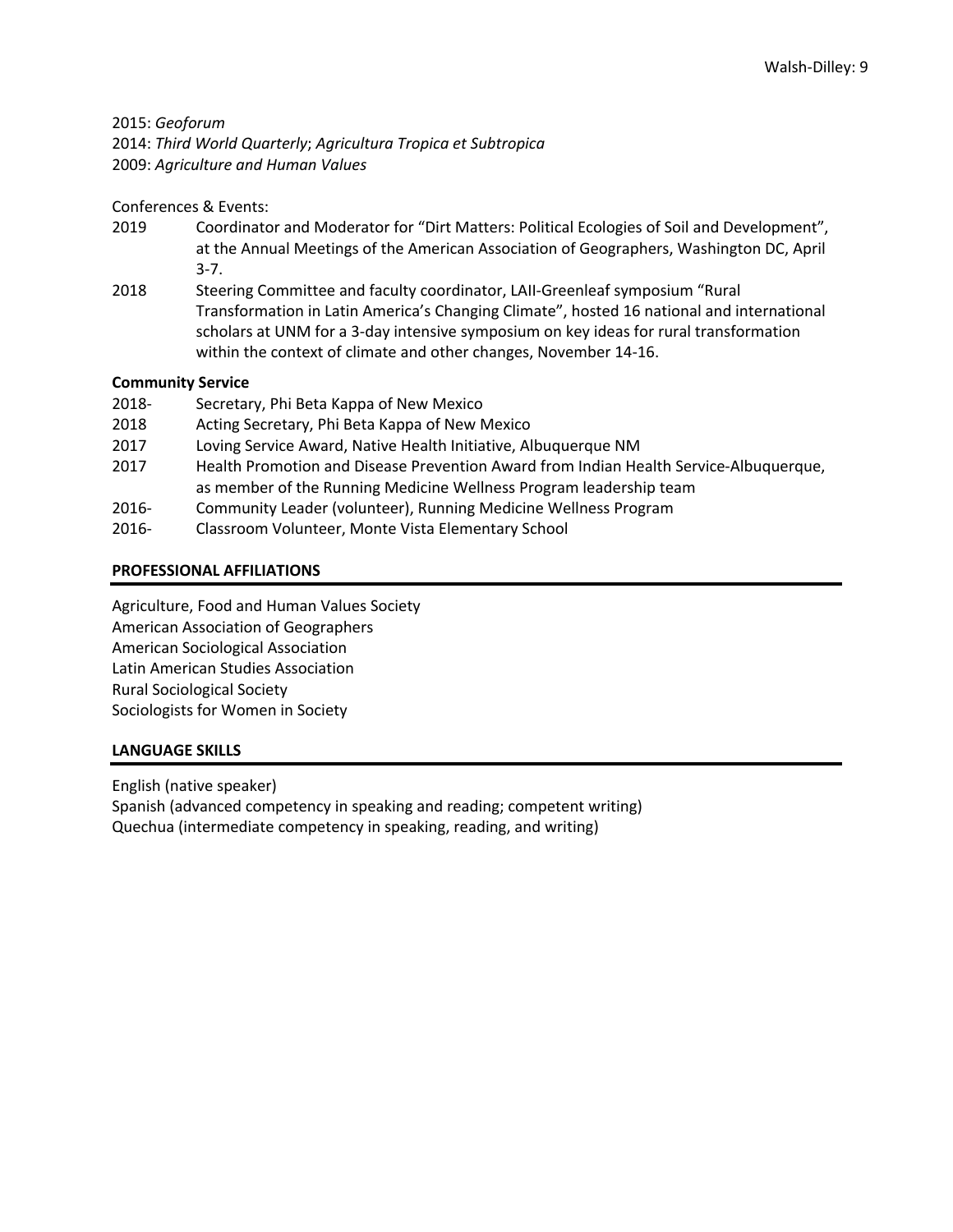2015: *Geoforum*
2014: *Third World Quarterly*; *Agricultura Tropica et Subtropica*
2009: *Agriculture and Human Values*

Conferences & Events:

| | |
|---|---|
| 2019 | Coordinator and Moderator for "Dirt Matters: Political Ecologies of Soil and Development", at the Annual Meetings of the American Association of Geographers, Washington DC, April 3-7. |
| 2018 | Steering Committee and faculty coordinator, LAII-Greenleaf symposium "Rural Transformation in Latin America's Changing Climate", hosted 16 national and international scholars at UNM for a 3-day intensive symposium on key ideas for rural transformation within the context of climate and other changes, November 14-16. |

**Community Service**

| | |
|---|---|
| 2018- | Secretary, Phi Beta Kappa of New Mexico |
| 2018 | Acting Secretary, Phi Beta Kappa of New Mexico |
| 2017 | Loving Service Award, Native Health Initiative, Albuquerque NM |
| 2017 | Health Promotion and Disease Prevention Award from Indian Health Service-Albuquerque, as member of the Running Medicine Wellness Program leadership team |
| 2016- | Community Leader (volunteer), Running Medicine Wellness Program |
| 2016- | Classroom Volunteer, Monte Vista Elementary School |

## PROFESSIONAL AFFILIATIONS

Agriculture, Food and Human Values Society
American Association of Geographers
American Sociological Association
Latin American Studies Association
Rural Sociological Society
Sociologists for Women in Society

## LANGUAGE SKILLS

English (native speaker)
Spanish (advanced competency in speaking and reading; competent writing)
Quechua (intermediate competency in speaking, reading, and writing)